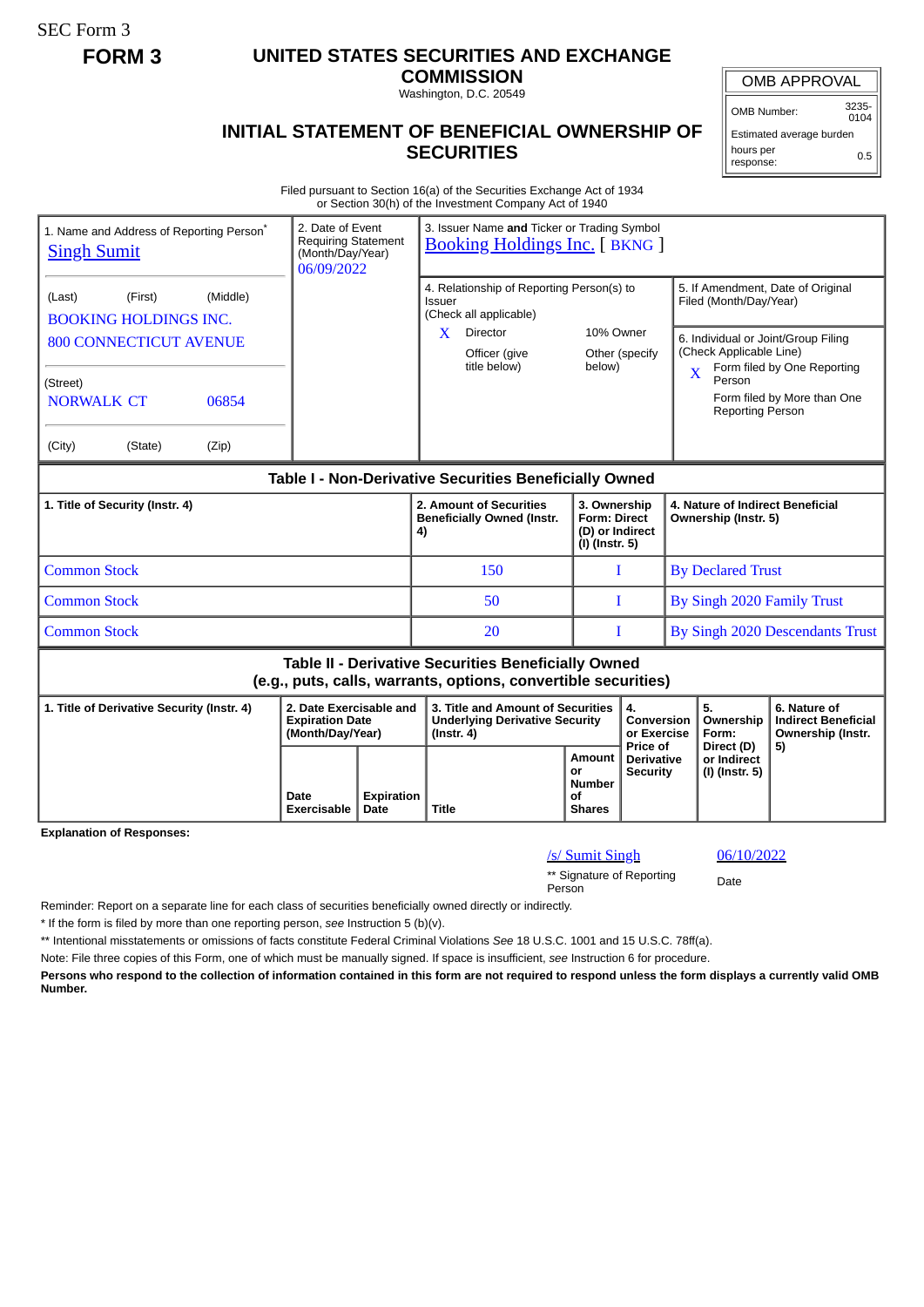SEC Form 3

**FORM 3**

# UNITED STATES SECURITIES AND EXCHANGE COMMISSION

Washington, D.C. 20549

## INITIAL STATEMENT OF BENEFICIAL OWNERSHIP OF SECURITIES

| OMB APPROVAL | |
|---|---|
| OMB Number: | 3235-0104 |
| Estimated average burden | |
| hours per response: | 0.5 |

Filed pursuant to Section 16(a) of the Securities Exchange Act of 1934
or Section 30(h) of the Investment Company Act of 1940

| 1. Name and Address of Reporting Person* | 2. Date of Event Requiring Statement (Month/Day/Year) | 3. Issuer Name and Ticker or Trading Symbol |
|---|---|---|
| Singh Sumit | 06/09/2022 | Booking Holdings Inc. [ BKNG ] |
| (Last) (First) (Middle) BOOKING HOLDINGS INC. 800 CONNECTICUT AVENUE | | 4. Relationship of Reporting Person(s) to Issuer (Check all applicable): X Director; 10% Owner; Officer (give title below); Other (specify below) |
| (Street) NORWALK CT 06854 | | 5. If Amendment, Date of Original Filed (Month/Day/Year) |
| (City) (State) (Zip) | | 6. Individual or Joint/Group Filing (Check Applicable Line): X Form filed by One Reporting Person; Form filed by More than One Reporting Person |

### Table I - Non-Derivative Securities Beneficially Owned

| 1. Title of Security (Instr. 4) | 2. Amount of Securities Beneficially Owned (Instr. 4) | 3. Ownership Form: Direct (D) or Indirect (I) (Instr. 5) | 4. Nature of Indirect Beneficial Ownership (Instr. 5) |
|---|---|---|---|
| Common Stock | 150 | I | By Declared Trust |
| Common Stock | 50 | I | By Singh 2020 Family Trust |
| Common Stock | 20 | I | By Singh 2020 Descendants Trust |

### Table II - Derivative Securities Beneficially Owned (e.g., puts, calls, warrants, options, convertible securities)

| 1. Title of Derivative Security (Instr. 4) | 2. Date Exercisable and Expiration Date (Month/Day/Year) | | 3. Title and Amount of Securities Underlying Derivative Security (Instr. 4) | | 4. Conversion or Exercise Price of Derivative Security | 5. Ownership Form: Direct (D) or Indirect (I) (Instr. 5) | 6. Nature of Indirect Beneficial Ownership (Instr. 5) |
|---|---|---|---|---|---|---|---|
| | Date Exercisable | Expiration Date | Title | Amount or Number of Shares | | | |

**Explanation of Responses:**

/s/ Sumit Singh — 06/10/2022

** Signature of Reporting Person — Date

Reminder: Report on a separate line for each class of securities beneficially owned directly or indirectly.

* If the form is filed by more than one reporting person, *see* Instruction 5 (b)(v).

** Intentional misstatements or omissions of facts constitute Federal Criminal Violations *See* 18 U.S.C. 1001 and 15 U.S.C. 78ff(a).

Note: File three copies of this Form, one of which must be manually signed. If space is insufficient, *see* Instruction 6 for procedure.

**Persons who respond to the collection of information contained in this form are not required to respond unless the form displays a currently valid OMB Number.**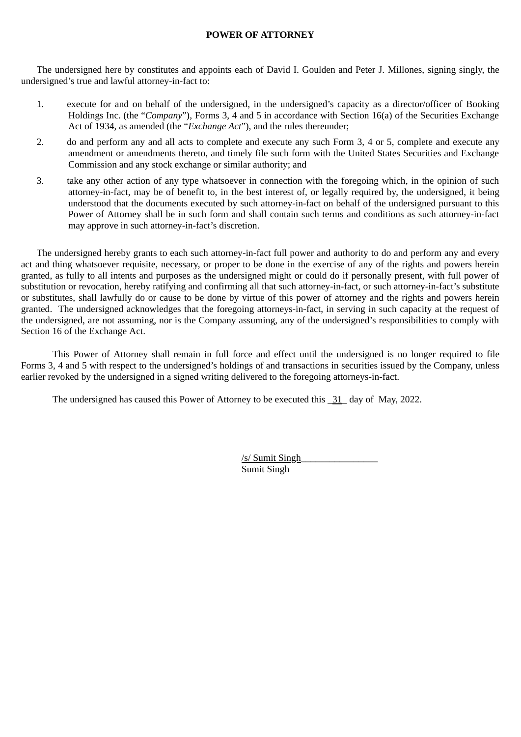**POWER OF ATTORNEY**

The undersigned here by constitutes and appoints each of David I. Goulden and Peter J. Millones, signing singly, the undersigned's true and lawful attorney-in-fact to:

1. execute for and on behalf of the undersigned, in the undersigned's capacity as a director/officer of Booking Holdings Inc. (the "*Company*"), Forms 3, 4 and 5 in accordance with Section 16(a) of the Securities Exchange Act of 1934, as amended (the "*Exchange Act*"), and the rules thereunder;
2. do and perform any and all acts to complete and execute any such Form 3, 4 or 5, complete and execute any amendment or amendments thereto, and timely file such form with the United States Securities and Exchange Commission and any stock exchange or similar authority; and
3. take any other action of any type whatsoever in connection with the foregoing which, in the opinion of such attorney-in-fact, may be of benefit to, in the best interest of, or legally required by, the undersigned, it being understood that the documents executed by such attorney-in-fact on behalf of the undersigned pursuant to this Power of Attorney shall be in such form and shall contain such terms and conditions as such attorney-in-fact may approve in such attorney-in-fact's discretion.

The undersigned hereby grants to each such attorney-in-fact full power and authority to do and perform any and every act and thing whatsoever requisite, necessary, or proper to be done in the exercise of any of the rights and powers herein granted, as fully to all intents and purposes as the undersigned might or could do if personally present, with full power of substitution or revocation, hereby ratifying and confirming all that such attorney-in-fact, or such attorney-in-fact's substitute or substitutes, shall lawfully do or cause to be done by virtue of this power of attorney and the rights and powers herein granted. The undersigned acknowledges that the foregoing attorneys-in-fact, in serving in such capacity at the request of the undersigned, are not assuming, nor is the Company assuming, any of the undersigned's responsibilities to comply with Section 16 of the Exchange Act.

This Power of Attorney shall remain in full force and effect until the undersigned is no longer required to file Forms 3, 4 and 5 with respect to the undersigned's holdings of and transactions in securities issued by the Company, unless earlier revoked by the undersigned in a signed writing delivered to the foregoing attorneys-in-fact.

The undersigned has caused this Power of Attorney to be executed this _31_ day of May, 2022.

/s/ Sumit Singh________________
Sumit Singh